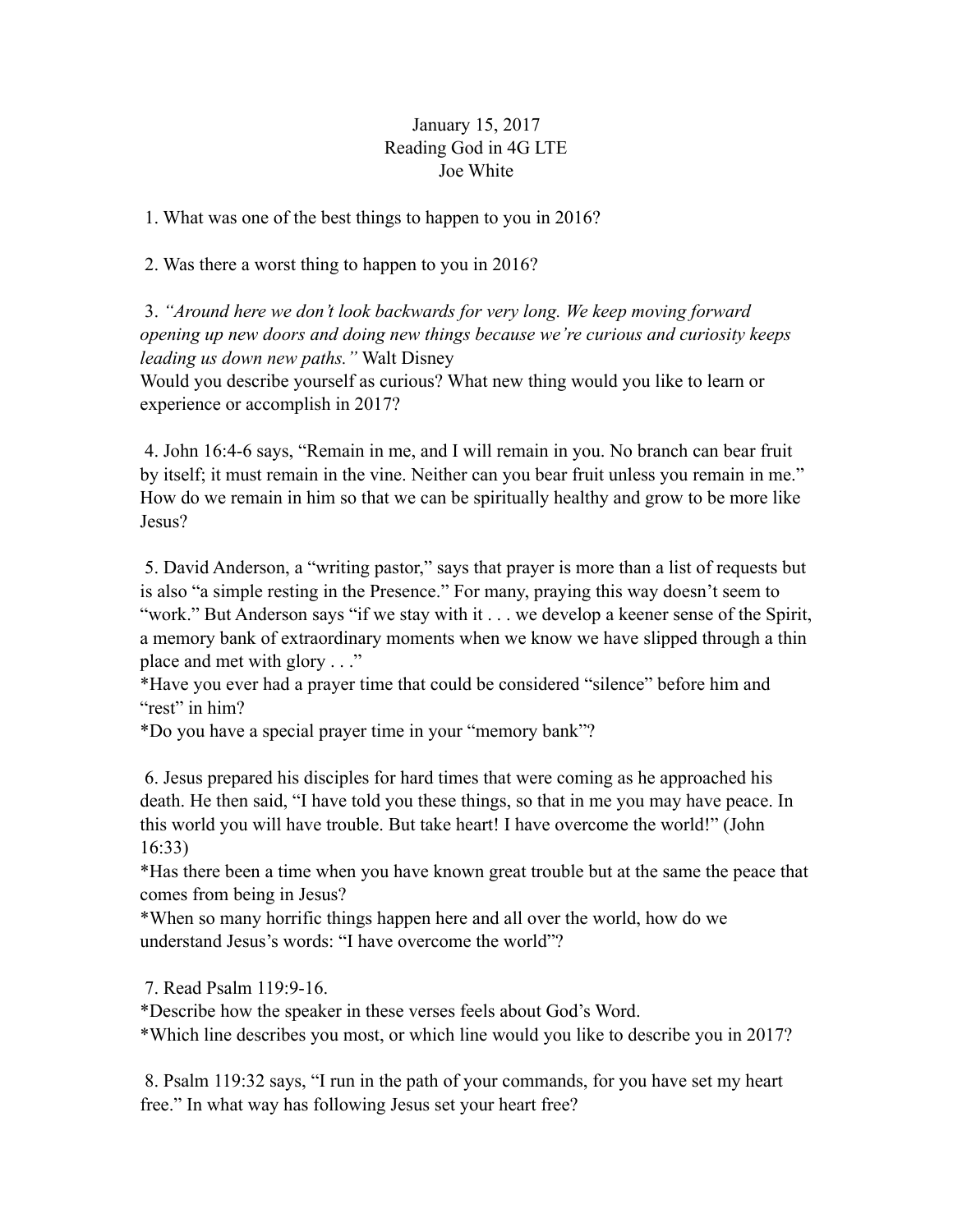January 15, 2017
Reading God in 4G LTE
Joe White

1. What was one of the best things to happen to you in 2016?

2. Was there a worst thing to happen to you in 2016?

3. *"Around here we don't look backwards for very long. We keep moving forward opening up new doors and doing new things because we're curious and curiosity keeps leading us down new paths."* Walt Disney
Would you describe yourself as curious? What new thing would you like to learn or experience or accomplish in 2017?

4. John 16:4-6 says, "Remain in me, and I will remain in you. No branch can bear fruit by itself; it must remain in the vine. Neither can you bear fruit unless you remain in me." How do we remain in him so that we can be spiritually healthy and grow to be more like Jesus?

5. David Anderson, a "writing pastor," says that prayer is more than a list of requests but is also "a simple resting in the Presence." For many, praying this way doesn't seem to "work." But Anderson says "if we stay with it . . . we develop a keener sense of the Spirit, a memory bank of extraordinary moments when we know we have slipped through a thin place and met with glory . . ."
*Have you ever had a prayer time that could be considered "silence" before him and "rest" in him?
*Do you have a special prayer time in your "memory bank"?

6. Jesus prepared his disciples for hard times that were coming as he approached his death. He then said, "I have told you these things, so that in me you may have peace. In this world you will have trouble. But take heart! I have overcome the world!" (John 16:33)
*Has there been a time when you have known great trouble but at the same the peace that comes from being in Jesus?
*When so many horrific things happen here and all over the world, how do we understand Jesus's words: "I have overcome the world"?

7. Read Psalm 119:9-16.
*Describe how the speaker in these verses feels about God's Word.
*Which line describes you most, or which line would you like to describe you in 2017?

8. Psalm 119:32 says, "I run in the path of your commands, for you have set my heart free." In what way has following Jesus set your heart free?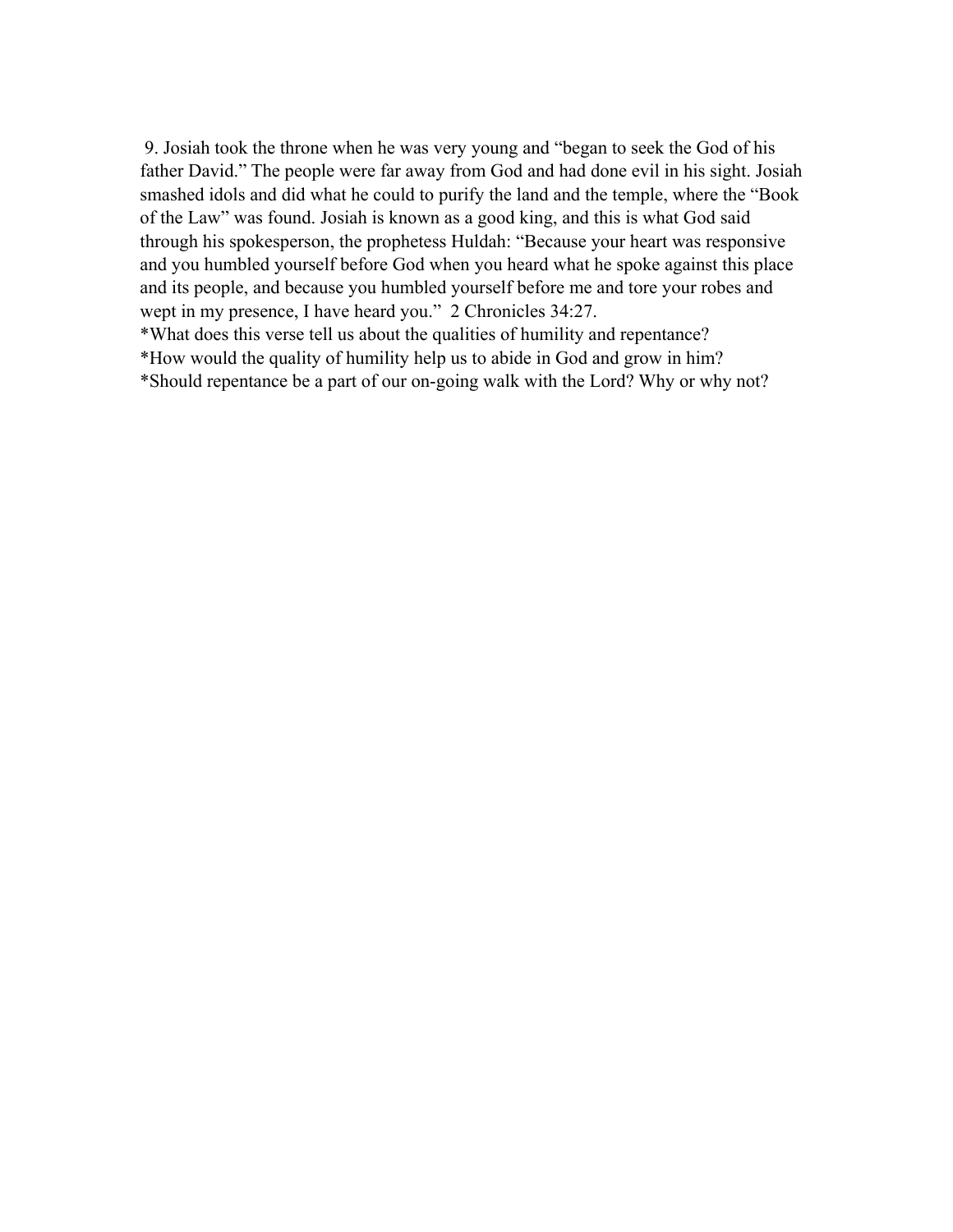9. Josiah took the throne when he was very young and “began to seek the God of his father David.” The people were far away from God and had done evil in his sight. Josiah smashed idols and did what he could to purify the land and the temple, where the “Book of the Law” was found. Josiah is known as a good king, and this is what God said through his spokesperson, the prophetess Huldah: “Because your heart was responsive and you humbled yourself before God when you heard what he spoke against this place and its people, and because you humbled yourself before me and tore your robes and wept in my presence, I have heard you.” 2 Chronicles 34:27.

*What does this verse tell us about the qualities of humility and repentance?
*How would the quality of humility help us to abide in God and grow in him?
*Should repentance be a part of our on-going walk with the Lord? Why or why not?